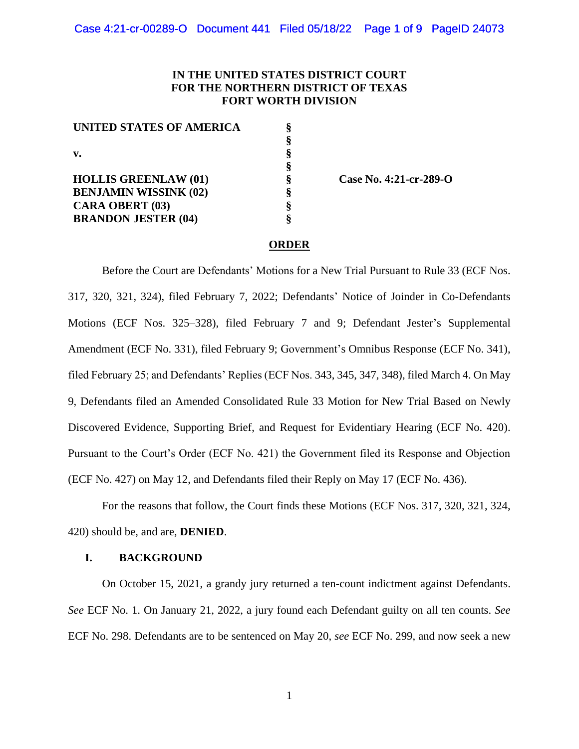**IN THE UNITED STATES DISTRICT COURT**
**FOR THE NORTHERN DISTRICT OF TEXAS**
**FORT WORTH DIVISION**

| | | |
|---|---|---|
| **UNITED STATES OF AMERICA** | § | |
| | § | |
| **v.** | § | |
| | § | |
| **HOLLIS GREENLAW (01)** | § | **Case No. 4:21-cr-289-O** |
| **BENJAMIN WISSINK (02)** | § | |
| **CARA OBERT (03)** | § | |
| **BRANDON JESTER (04)** | § | |

**ORDER**

Before the Court are Defendants' Motions for a New Trial Pursuant to Rule 33 (ECF Nos. 317, 320, 321, 324), filed February 7, 2022; Defendants' Notice of Joinder in Co-Defendants Motions (ECF Nos. 325–328), filed February 7 and 9; Defendant Jester's Supplemental Amendment (ECF No. 331), filed February 9; Government's Omnibus Response (ECF No. 341), filed February 25; and Defendants' Replies (ECF Nos. 343, 345, 347, 348), filed March 4. On May 9, Defendants filed an Amended Consolidated Rule 33 Motion for New Trial Based on Newly Discovered Evidence, Supporting Brief, and Request for Evidentiary Hearing (ECF No. 420). Pursuant to the Court's Order (ECF No. 421) the Government filed its Response and Objection (ECF No. 427) on May 12, and Defendants filed their Reply on May 17 (ECF No. 436).

For the reasons that follow, the Court finds these Motions (ECF Nos. 317, 320, 321, 324, 420) should be, and are, **DENIED**.

## I. BACKGROUND

On October 15, 2021, a grandy jury returned a ten-count indictment against Defendants. *See* ECF No. 1. On January 21, 2022, a jury found each Defendant guilty on all ten counts. *See* ECF No. 298. Defendants are to be sentenced on May 20, *see* ECF No. 299, and now seek a new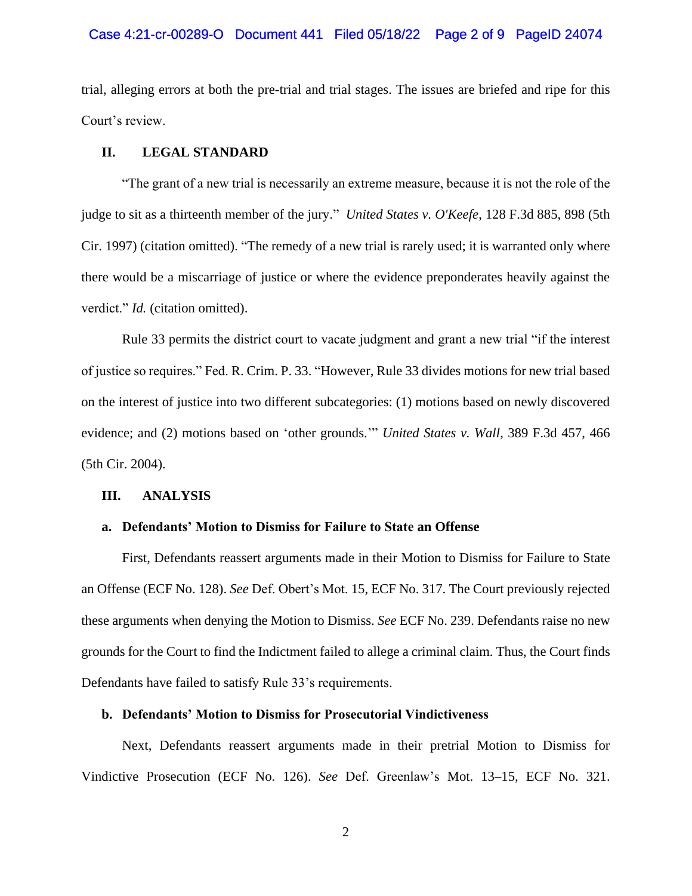trial, alleging errors at both the pre-trial and trial stages. The issues are briefed and ripe for this Court's review.

## II. LEGAL STANDARD

"The grant of a new trial is necessarily an extreme measure, because it is not the role of the judge to sit as a thirteenth member of the jury." *United States v. O'Keefe*, 128 F.3d 885, 898 (5th Cir. 1997) (citation omitted). "The remedy of a new trial is rarely used; it is warranted only where there would be a miscarriage of justice or where the evidence preponderates heavily against the verdict." *Id.* (citation omitted).

Rule 33 permits the district court to vacate judgment and grant a new trial "if the interest of justice so requires." Fed. R. Crim. P. 33. "However, Rule 33 divides motions for new trial based on the interest of justice into two different subcategories: (1) motions based on newly discovered evidence; and (2) motions based on 'other grounds.'" *United States v. Wall*, 389 F.3d 457, 466 (5th Cir. 2004).

## III. ANALYSIS

### a. Defendants' Motion to Dismiss for Failure to State an Offense

First, Defendants reassert arguments made in their Motion to Dismiss for Failure to State an Offense (ECF No. 128). *See* Def. Obert's Mot. 15, ECF No. 317. The Court previously rejected these arguments when denying the Motion to Dismiss. *See* ECF No. 239. Defendants raise no new grounds for the Court to find the Indictment failed to allege a criminal claim. Thus, the Court finds Defendants have failed to satisfy Rule 33's requirements.

### b. Defendants' Motion to Dismiss for Prosecutorial Vindictiveness

Next, Defendants reassert arguments made in their pretrial Motion to Dismiss for Vindictive Prosecution (ECF No. 126). *See* Def. Greenlaw's Mot. 13–15, ECF No. 321.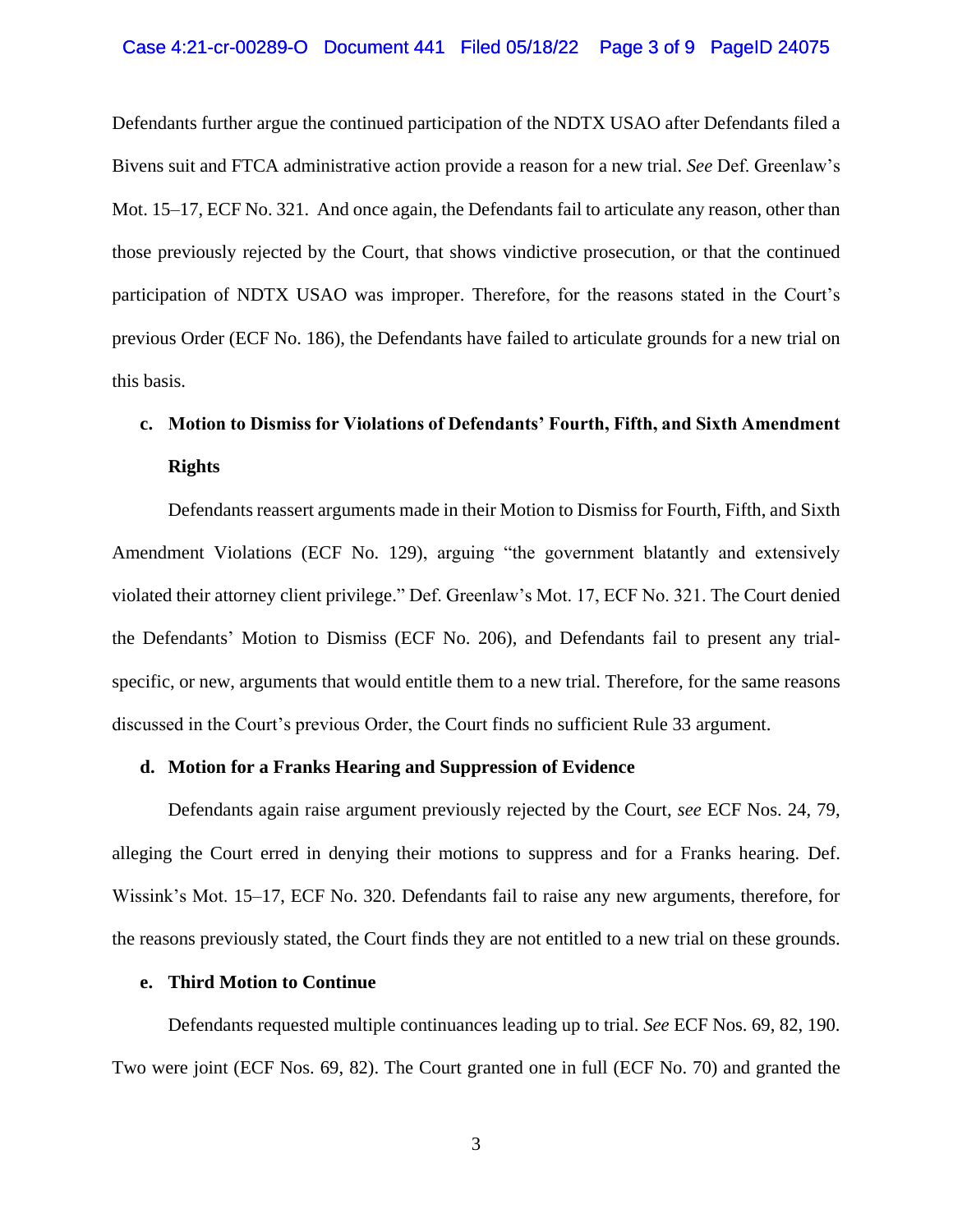Defendants further argue the continued participation of the NDTX USAO after Defendants filed a Bivens suit and FTCA administrative action provide a reason for a new trial. *See* Def. Greenlaw's Mot. 15–17, ECF No. 321. And once again, the Defendants fail to articulate any reason, other than those previously rejected by the Court, that shows vindictive prosecution, or that the continued participation of NDTX USAO was improper. Therefore, for the reasons stated in the Court's previous Order (ECF No. 186), the Defendants have failed to articulate grounds for a new trial on this basis.

**c. Motion to Dismiss for Violations of Defendants' Fourth, Fifth, and Sixth Amendment Rights**

Defendants reassert arguments made in their Motion to Dismiss for Fourth, Fifth, and Sixth Amendment Violations (ECF No. 129), arguing "the government blatantly and extensively violated their attorney client privilege." Def. Greenlaw's Mot. 17, ECF No. 321. The Court denied the Defendants' Motion to Dismiss (ECF No. 206), and Defendants fail to present any trial-specific, or new, arguments that would entitle them to a new trial. Therefore, for the same reasons discussed in the Court's previous Order, the Court finds no sufficient Rule 33 argument.

**d. Motion for a Franks Hearing and Suppression of Evidence**

Defendants again raise argument previously rejected by the Court, *see* ECF Nos. 24, 79, alleging the Court erred in denying their motions to suppress and for a Franks hearing. Def. Wissink's Mot. 15–17, ECF No. 320. Defendants fail to raise any new arguments, therefore, for the reasons previously stated, the Court finds they are not entitled to a new trial on these grounds.

**e. Third Motion to Continue**

Defendants requested multiple continuances leading up to trial. *See* ECF Nos. 69, 82, 190. Two were joint (ECF Nos. 69, 82). The Court granted one in full (ECF No. 70) and granted the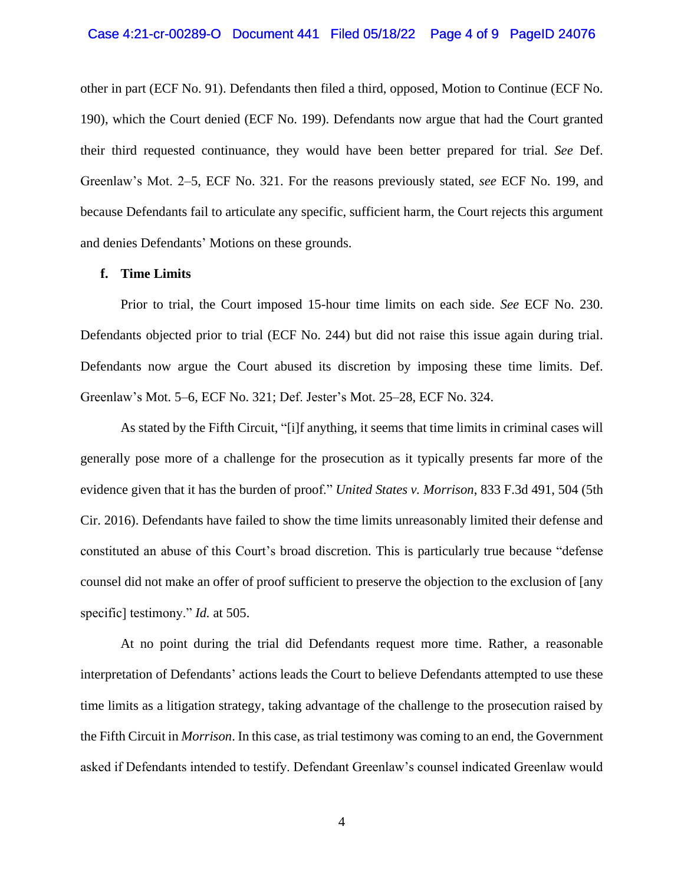other in part (ECF No. 91). Defendants then filed a third, opposed, Motion to Continue (ECF No. 190), which the Court denied (ECF No. 199). Defendants now argue that had the Court granted their third requested continuance, they would have been better prepared for trial. *See* Def. Greenlaw's Mot. 2–5, ECF No. 321. For the reasons previously stated, *see* ECF No. 199, and because Defendants fail to articulate any specific, sufficient harm, the Court rejects this argument and denies Defendants' Motions on these grounds.

**f. Time Limits**

Prior to trial, the Court imposed 15-hour time limits on each side. *See* ECF No. 230. Defendants objected prior to trial (ECF No. 244) but did not raise this issue again during trial. Defendants now argue the Court abused its discretion by imposing these time limits. Def. Greenlaw's Mot. 5–6, ECF No. 321; Def. Jester's Mot. 25–28, ECF No. 324.

As stated by the Fifth Circuit, "[i]f anything, it seems that time limits in criminal cases will generally pose more of a challenge for the prosecution as it typically presents far more of the evidence given that it has the burden of proof." *United States v. Morrison*, 833 F.3d 491, 504 (5th Cir. 2016). Defendants have failed to show the time limits unreasonably limited their defense and constituted an abuse of this Court's broad discretion. This is particularly true because "defense counsel did not make an offer of proof sufficient to preserve the objection to the exclusion of [any specific] testimony." *Id.* at 505.

At no point during the trial did Defendants request more time. Rather, a reasonable interpretation of Defendants' actions leads the Court to believe Defendants attempted to use these time limits as a litigation strategy, taking advantage of the challenge to the prosecution raised by the Fifth Circuit in *Morrison*. In this case, as trial testimony was coming to an end, the Government asked if Defendants intended to testify. Defendant Greenlaw's counsel indicated Greenlaw would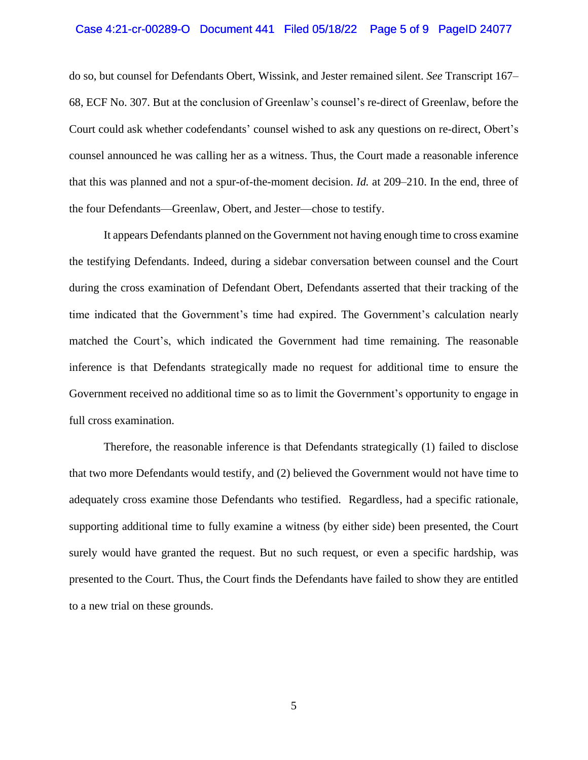do so, but counsel for Defendants Obert, Wissink, and Jester remained silent. *See* Transcript 167–68, ECF No. 307. But at the conclusion of Greenlaw's counsel's re-direct of Greenlaw, before the Court could ask whether codefendants' counsel wished to ask any questions on re-direct, Obert's counsel announced he was calling her as a witness. Thus, the Court made a reasonable inference that this was planned and not a spur-of-the-moment decision. *Id.* at 209–210. In the end, three of the four Defendants—Greenlaw, Obert, and Jester—chose to testify.

It appears Defendants planned on the Government not having enough time to cross examine the testifying Defendants. Indeed, during a sidebar conversation between counsel and the Court during the cross examination of Defendant Obert, Defendants asserted that their tracking of the time indicated that the Government's time had expired. The Government's calculation nearly matched the Court's, which indicated the Government had time remaining. The reasonable inference is that Defendants strategically made no request for additional time to ensure the Government received no additional time so as to limit the Government's opportunity to engage in full cross examination.

Therefore, the reasonable inference is that Defendants strategically (1) failed to disclose that two more Defendants would testify, and (2) believed the Government would not have time to adequately cross examine those Defendants who testified. Regardless, had a specific rationale, supporting additional time to fully examine a witness (by either side) been presented, the Court surely would have granted the request. But no such request, or even a specific hardship, was presented to the Court. Thus, the Court finds the Defendants have failed to show they are entitled to a new trial on these grounds.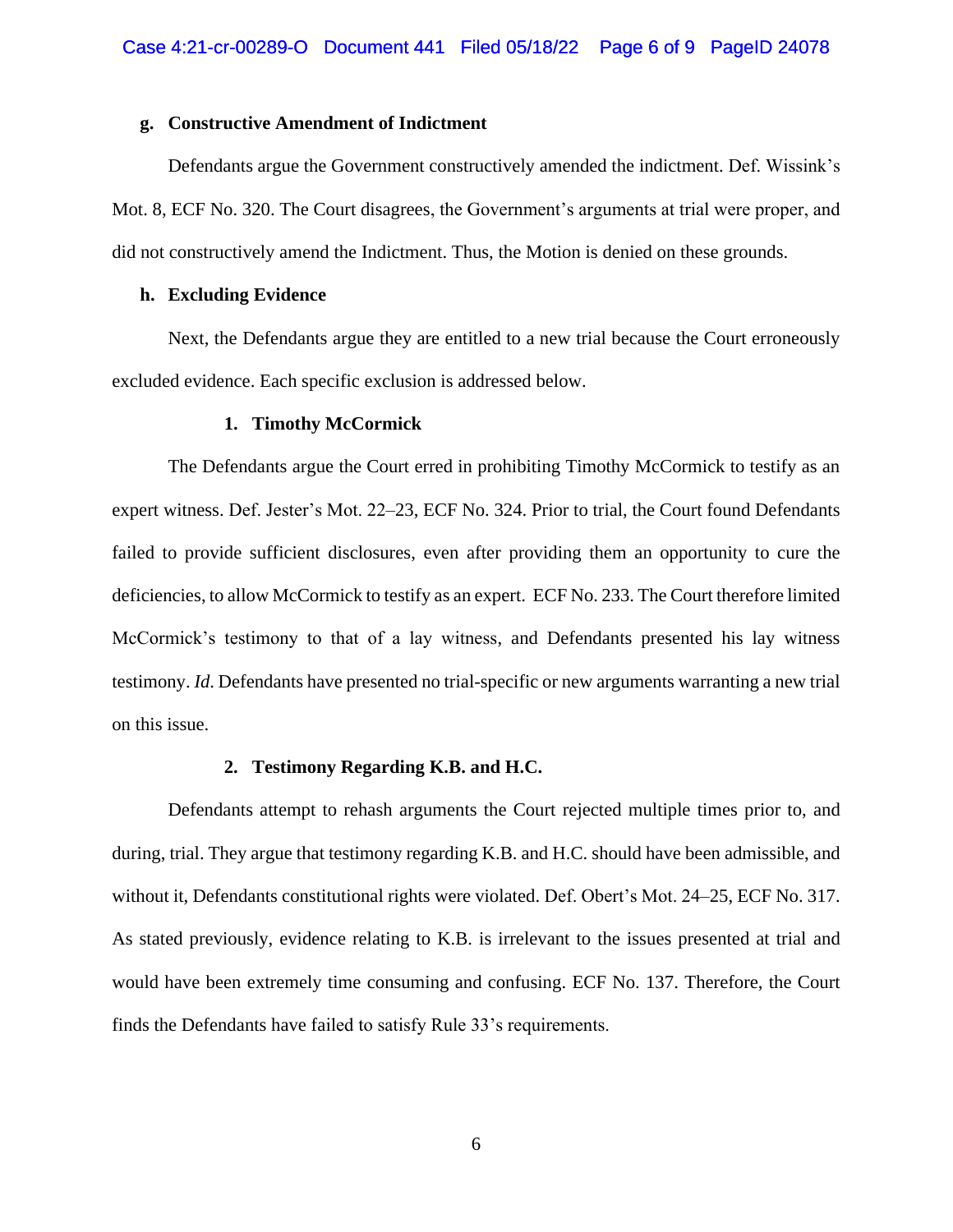**g. Constructive Amendment of Indictment**

Defendants argue the Government constructively amended the indictment. Def. Wissink's Mot. 8, ECF No. 320. The Court disagrees, the Government's arguments at trial were proper, and did not constructively amend the Indictment. Thus, the Motion is denied on these grounds.

**h. Excluding Evidence**

Next, the Defendants argue they are entitled to a new trial because the Court erroneously excluded evidence. Each specific exclusion is addressed below.

**1. Timothy McCormick**

The Defendants argue the Court erred in prohibiting Timothy McCormick to testify as an expert witness. Def. Jester's Mot. 22–23, ECF No. 324. Prior to trial, the Court found Defendants failed to provide sufficient disclosures, even after providing them an opportunity to cure the deficiencies, to allow McCormick to testify as an expert. ECF No. 233. The Court therefore limited McCormick's testimony to that of a lay witness, and Defendants presented his lay witness testimony. *Id*. Defendants have presented no trial-specific or new arguments warranting a new trial on this issue.

**2. Testimony Regarding K.B. and H.C.**

Defendants attempt to rehash arguments the Court rejected multiple times prior to, and during, trial. They argue that testimony regarding K.B. and H.C. should have been admissible, and without it, Defendants constitutional rights were violated. Def. Obert's Mot. 24–25, ECF No. 317. As stated previously, evidence relating to K.B. is irrelevant to the issues presented at trial and would have been extremely time consuming and confusing. ECF No. 137. Therefore, the Court finds the Defendants have failed to satisfy Rule 33's requirements.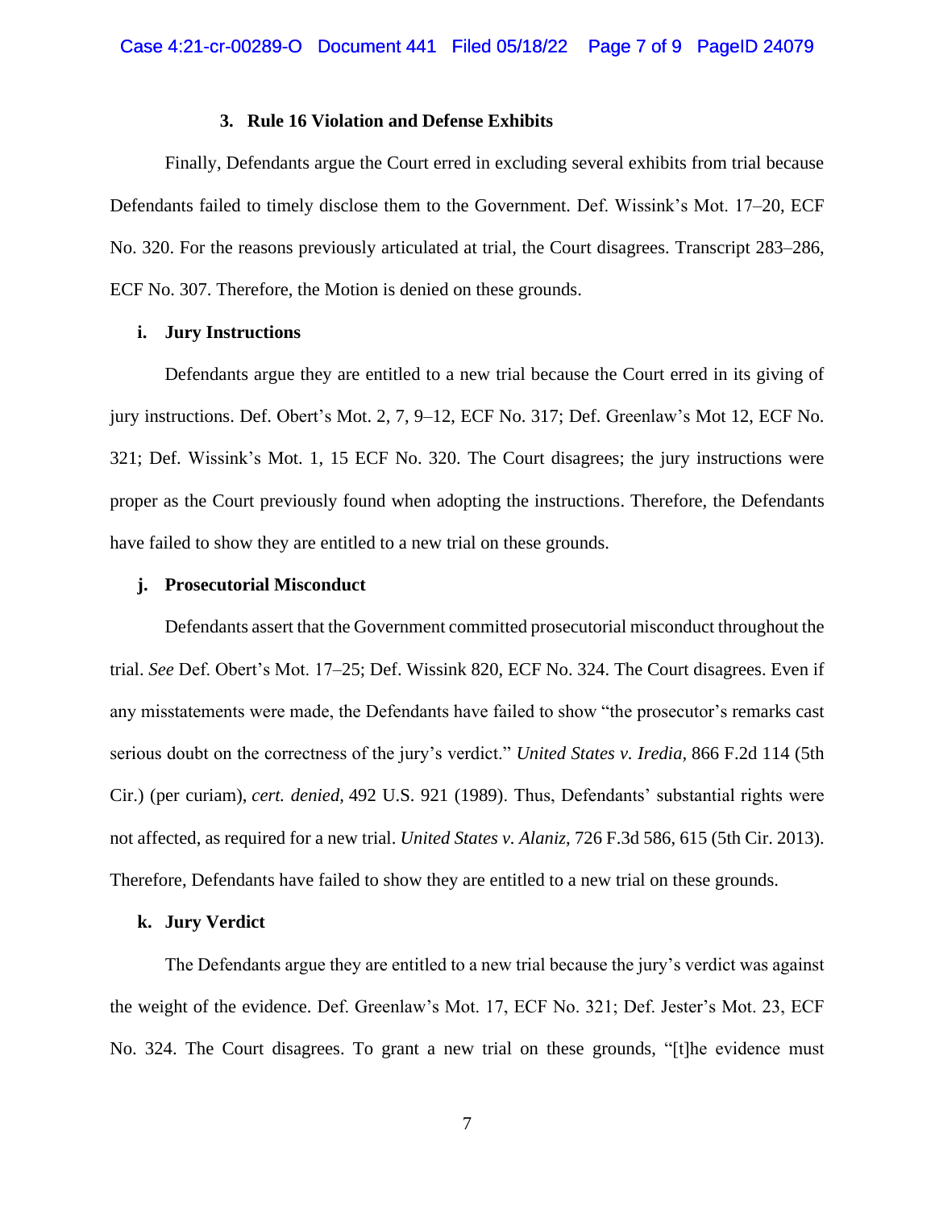### 3. Rule 16 Violation and Defense Exhibits

Finally, Defendants argue the Court erred in excluding several exhibits from trial because Defendants failed to timely disclose them to the Government. Def. Wissink's Mot. 17–20, ECF No. 320. For the reasons previously articulated at trial, the Court disagrees. Transcript 283–286, ECF No. 307. Therefore, the Motion is denied on these grounds.

### i. Jury Instructions

Defendants argue they are entitled to a new trial because the Court erred in its giving of jury instructions. Def. Obert's Mot. 2, 7, 9–12, ECF No. 317; Def. Greenlaw's Mot 12, ECF No. 321; Def. Wissink's Mot. 1, 15 ECF No. 320. The Court disagrees; the jury instructions were proper as the Court previously found when adopting the instructions. Therefore, the Defendants have failed to show they are entitled to a new trial on these grounds.

### j. Prosecutorial Misconduct

Defendants assert that the Government committed prosecutorial misconduct throughout the trial. *See* Def. Obert's Mot. 17–25; Def. Wissink 820, ECF No. 324. The Court disagrees. Even if any misstatements were made, the Defendants have failed to show "the prosecutor's remarks cast serious doubt on the correctness of the jury's verdict." *United States v. Iredia*, 866 F.2d 114 (5th Cir.) (per curiam), *cert. denied*, 492 U.S. 921 (1989). Thus, Defendants' substantial rights were not affected, as required for a new trial. *United States v. Alaniz*, 726 F.3d 586, 615 (5th Cir. 2013). Therefore, Defendants have failed to show they are entitled to a new trial on these grounds.

### k. Jury Verdict

The Defendants argue they are entitled to a new trial because the jury's verdict was against the weight of the evidence. Def. Greenlaw's Mot. 17, ECF No. 321; Def. Jester's Mot. 23, ECF No. 324. The Court disagrees. To grant a new trial on these grounds, "[t]he evidence must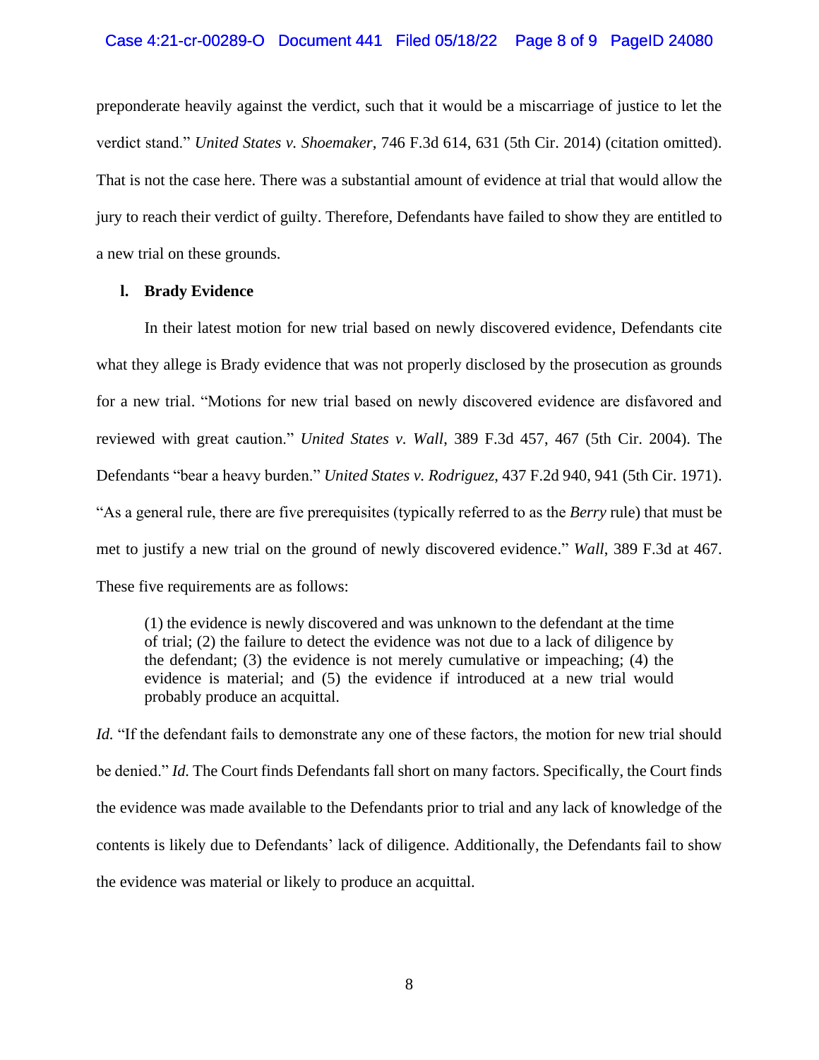preponderate heavily against the verdict, such that it would be a miscarriage of justice to let the verdict stand." *United States v. Shoemaker*, 746 F.3d 614, 631 (5th Cir. 2014) (citation omitted). That is not the case here. There was a substantial amount of evidence at trial that would allow the jury to reach their verdict of guilty. Therefore, Defendants have failed to show they are entitled to a new trial on these grounds.

**l. Brady Evidence**

In their latest motion for new trial based on newly discovered evidence, Defendants cite what they allege is Brady evidence that was not properly disclosed by the prosecution as grounds for a new trial. "Motions for new trial based on newly discovered evidence are disfavored and reviewed with great caution." *United States v. Wall*, 389 F.3d 457, 467 (5th Cir. 2004). The Defendants "bear a heavy burden." *United States v. Rodriguez*, 437 F.2d 940, 941 (5th Cir. 1971). "As a general rule, there are five prerequisites (typically referred to as the *Berry* rule) that must be met to justify a new trial on the ground of newly discovered evidence." *Wall*, 389 F.3d at 467. These five requirements are as follows:

> (1) the evidence is newly discovered and was unknown to the defendant at the time of trial; (2) the failure to detect the evidence was not due to a lack of diligence by the defendant; (3) the evidence is not merely cumulative or impeaching; (4) the evidence is material; and (5) the evidence if introduced at a new trial would probably produce an acquittal.

*Id.* "If the defendant fails to demonstrate any one of these factors, the motion for new trial should be denied." *Id.* The Court finds Defendants fall short on many factors. Specifically, the Court finds the evidence was made available to the Defendants prior to trial and any lack of knowledge of the contents is likely due to Defendants' lack of diligence. Additionally, the Defendants fail to show the evidence was material or likely to produce an acquittal.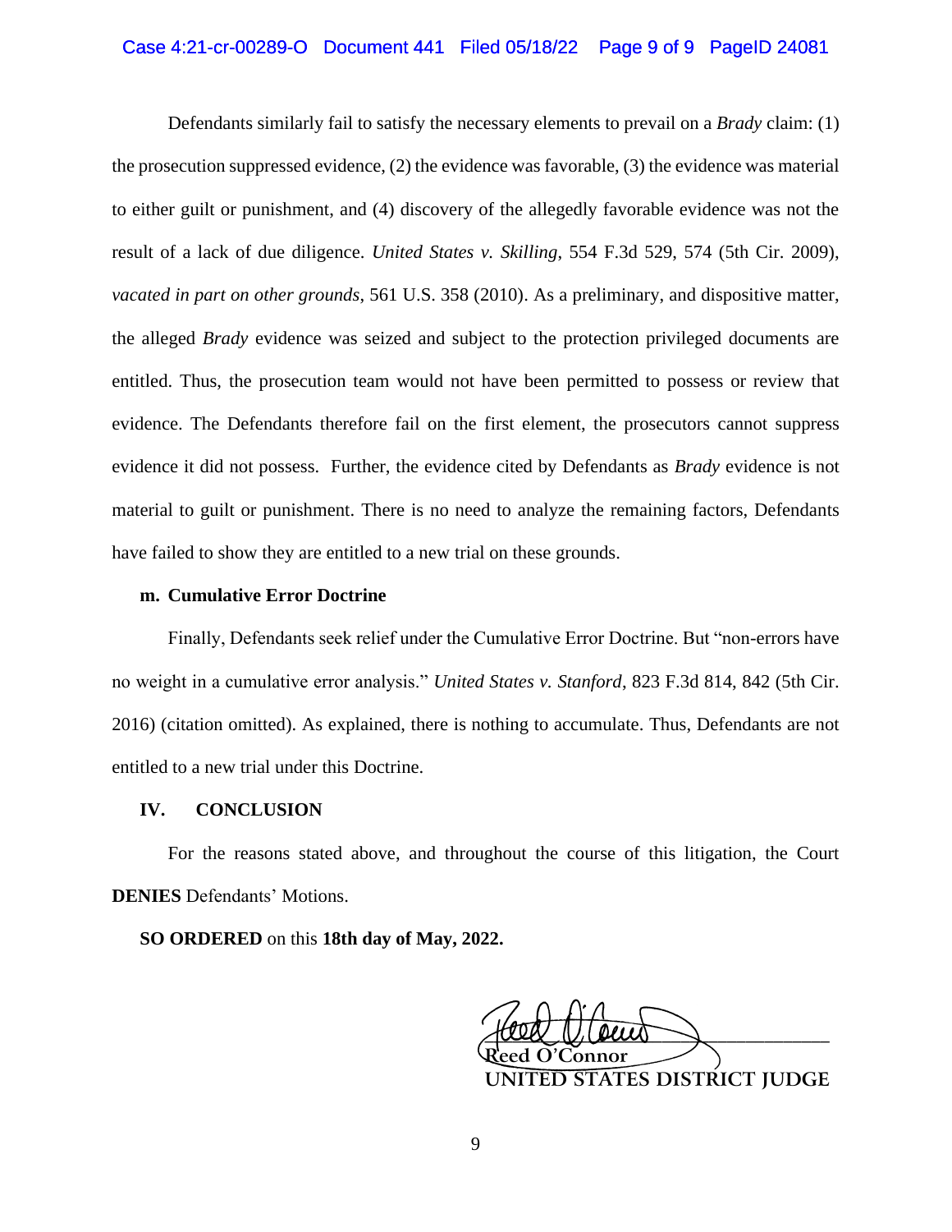Defendants similarly fail to satisfy the necessary elements to prevail on a *Brady* claim: (1) the prosecution suppressed evidence, (2) the evidence was favorable, (3) the evidence was material to either guilt or punishment, and (4) discovery of the allegedly favorable evidence was not the result of a lack of due diligence. *United States v. Skilling*, 554 F.3d 529, 574 (5th Cir. 2009), *vacated in part on other grounds*, 561 U.S. 358 (2010). As a preliminary, and dispositive matter, the alleged *Brady* evidence was seized and subject to the protection privileged documents are entitled. Thus, the prosecution team would not have been permitted to possess or review that evidence. The Defendants therefore fail on the first element, the prosecutors cannot suppress evidence it did not possess. Further, the evidence cited by Defendants as *Brady* evidence is not material to guilt or punishment. There is no need to analyze the remaining factors, Defendants have failed to show they are entitled to a new trial on these grounds.

**m. Cumulative Error Doctrine**

Finally, Defendants seek relief under the Cumulative Error Doctrine. But "non-errors have no weight in a cumulative error analysis." *United States v. Stanford*, 823 F.3d 814, 842 (5th Cir. 2016) (citation omitted). As explained, there is nothing to accumulate. Thus, Defendants are not entitled to a new trial under this Doctrine.

## IV. CONCLUSION

For the reasons stated above, and throughout the course of this litigation, the Court **DENIES** Defendants' Motions.

**SO ORDERED** on this **18th day of May, 2022.**

Reed O'Connor
UNITED STATES DISTRICT JUDGE